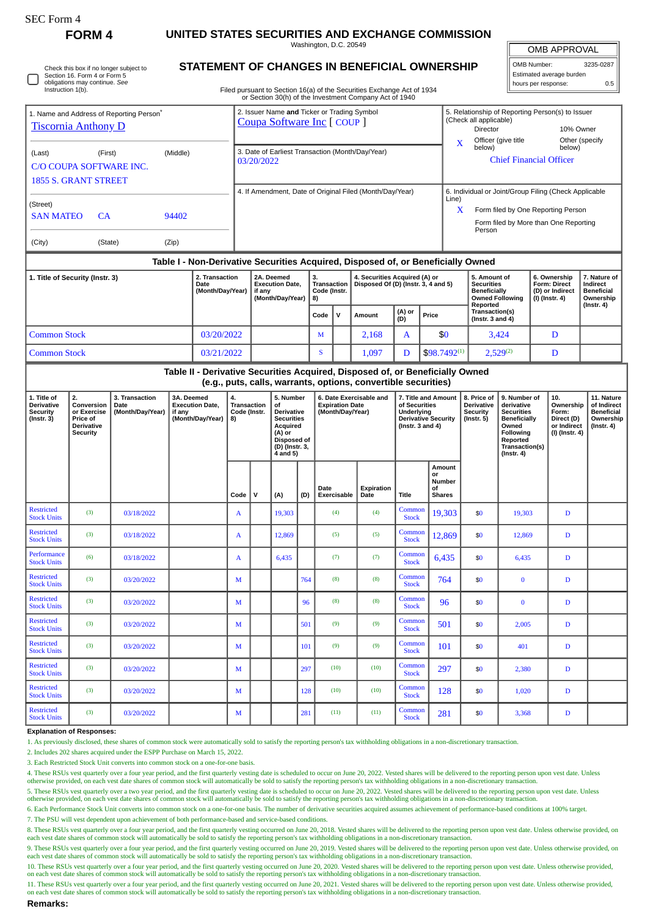SEC Form 4

**FORM 4**

# UNITED STATES SECURITIES AND EXCHANGE COMMISSION

Washington, D.C. 20549

## STATEMENT OF CHANGES IN BENEFICIAL OWNERSHIP

Filed pursuant to Section 16(a) of the Securities Exchange Act of 1934 or Section 30(h) of the Investment Company Act of 1940

| OMB APPROVAL | |
|---|---|
| OMB Number: | 3235-0287 |
| Estimated average burden hours per response: | 0.5 |

☐ Check this box if no longer subject to Section 16. Form 4 or Form 5 obligations may continue. *See* Instruction 1(b).

1. Name and Address of Reporting Person*
Tiscornia Anthony D

(Last) (First) (Middle)
C/O COUPA SOFTWARE INC.
1855 S. GRANT STREET

(Street)
SAN MATEO CA 94402

(City) (State) (Zip)

2. Issuer Name **and** Ticker or Trading Symbol
Coupa Software Inc [ COUP ]

3. Date of Earliest Transaction (Month/Day/Year)
03/20/2022

4. If Amendment, Date of Original Filed (Month/Day/Year)

5. Relationship of Reporting Person(s) to Issuer (Check all applicable)
Director
10% Owner
X Officer (give title below)
Other (specify below)
Chief Financial Officer

6. Individual or Joint/Group Filing (Check Applicable Line)
X Form filed by One Reporting Person
Form filed by More than One Reporting Person

### Table I - Non-Derivative Securities Acquired, Disposed of, or Beneficially Owned

| 1. Title of Security (Instr. 3) | 2. Transaction Date (Month/Day/Year) | 2A. Deemed Execution Date, if any (Month/Day/Year) | 3. Transaction Code (Instr. 8) | | 4. Securities Acquired (A) or Disposed Of (D) (Instr. 3, 4 and 5) | | | 5. Amount of Securities Beneficially Owned Following Reported Transaction(s) (Instr. 3 and 4) | 6. Ownership Form: Direct (D) or Indirect (I) (Instr. 4) | 7. Nature of Indirect Beneficial Ownership (Instr. 4) |
|---|---|---|---|---|---|---|---|---|---|---|
| | | | Code | V | Amount | (A) or (D) | Price | | | |
| Common Stock | 03/20/2022 | | M | | 2,168 | A | $0 | 3,424 | D | |
| Common Stock | 03/21/2022 | | S | | 1,097 | D | $98.7492[1] | 2,529[2] | D | |

### Table II - Derivative Securities Acquired, Disposed of, or Beneficially Owned (e.g., puts, calls, warrants, options, convertible securities)

| 1. Title of Derivative Security (Instr. 3) | 2. Conversion or Exercise Price of Derivative Security | 3. Transaction Date (Month/Day/Year) | 3A. Deemed Execution Date, if any (Month/Day/Year) | 4. Transaction Code (Instr. 8) | | 5. Number of Derivative Securities Acquired (A) or Disposed of (D) (Instr. 3, 4 and 5) | | 6. Date Exercisable and Expiration Date (Month/Day/Year) | | 7. Title and Amount of Securities Underlying Derivative Security (Instr. 3 and 4) | | 8. Price of Derivative Security (Instr. 5) | 9. Number of derivative Securities Beneficially Owned Following Reported Transaction(s) (Instr. 4) | 10. Ownership Form: Direct (D) or Indirect (I) (Instr. 4) | 11. Nature of Indirect Beneficial Ownership (Instr. 4) |
|---|---|---|---|---|---|---|---|---|---|---|---|---|---|---|---|
| | | | | Code | V | (A) | (D) | Date Exercisable | Expiration Date | Title | Amount or Number of Shares | | | | |
| Restricted Stock Units | (3) | 03/18/2022 | | A | | 19,303 | | (4) | (4) | Common Stock | 19,303 | $0 | 19,303 | D | |
| Restricted Stock Units | (3) | 03/18/2022 | | A | | 12,869 | | (5) | (5) | Common Stock | 12,869 | $0 | 12,869 | D | |
| Performance Stock Units | (6) | 03/18/2022 | | A | | 6,435 | | (7) | (7) | Common Stock | 6,435 | $0 | 6,435 | D | |
| Restricted Stock Units | (3) | 03/20/2022 | | M | | | 764 | (8) | (8) | Common Stock | 764 | $0 | 0 | D | |
| Restricted Stock Units | (3) | 03/20/2022 | | M | | | 96 | (8) | (8) | Common Stock | 96 | $0 | 0 | D | |
| Restricted Stock Units | (3) | 03/20/2022 | | M | | | 501 | (9) | (9) | Common Stock | 501 | $0 | 2,005 | D | |
| Restricted Stock Units | (3) | 03/20/2022 | | M | | | 101 | (9) | (9) | Common Stock | 101 | $0 | 401 | D | |
| Restricted Stock Units | (3) | 03/20/2022 | | M | | | 297 | (10) | (10) | Common Stock | 297 | $0 | 2,380 | D | |
| Restricted Stock Units | (3) | 03/20/2022 | | M | | | 128 | (10) | (10) | Common Stock | 128 | $0 | 1,020 | D | |
| Restricted Stock Units | (3) | 03/20/2022 | | M | | | 281 | (11) | (11) | Common Stock | 281 | $0 | 3,368 | D | |

**Explanation of Responses:**

1. As previously disclosed, these shares of common stock were automatically sold to satisfy the reporting person's tax withholding obligations in a non-discretionary transaction.
2. Includes 202 shares acquired under the ESPP Purchase on March 15, 2022.
3. Each Restricted Stock Unit converts into common stock on a one-for-one basis.
4. These RSUs vest quarterly over a four year period, and the first quarterly vesting date is scheduled to occur on June 20, 2022. Vested shares will be delivered to the reporting person upon vest date. Unless otherwise provided, on each vest date shares of common stock will automatically be sold to satisfy the reporting person's tax withholding obligations in a non-discretionary transaction.
5. These RSUs vest quarterly over a two year period, and the first quarterly vesting date is scheduled to occur on June 20, 2022. Vested shares will be delivered to the reporting person upon vest date. Unless otherwise provided, on each vest date shares of common stock will automatically be sold to satisfy the reporting person's tax withholding obligations in a non-discretionary transaction.
6. Each Performance Stock Unit converts into common stock on a one-for-one basis. The number of derivative securities acquired assumes achievement of performance-based conditions at 100% target.
7. The PSU will vest dependent upon achievement of both performance-based and service-based conditions.
8. These RSUs vest quarterly over a four year period, and the first quarterly vesting occurred on June 20, 2018. Vested shares will be delivered to the reporting person upon vest date. Unless otherwise provided, on each vest date shares of common stock will automatically be sold to satisfy the reporting person's tax withholding obligations in a non-discretionary transaction.
9. These RSUs vest quarterly over a four year period, and the first quarterly vesting occurred on June 20, 2019. Vested shares will be delivered to the reporting person upon vest date. Unless otherwise provided, on each vest date shares of common stock will automatically be sold to satisfy the reporting person's tax withholding obligations in a non-discretionary transaction.
10. These RSUs vest quarterly over a four year period, and the first quarterly vesting occurred on June 20, 2020. Vested shares will be delivered to the reporting person upon vest date. Unless otherwise provided, on each vest date shares of common stock will automatically be sold to satisfy the reporting person's tax withholding obligations in a non-discretionary transaction.
11. These RSUs vest quarterly over a four year period, and the first quarterly vesting occurred on June 20, 2021. Vested shares will be delivered to the reporting person upon vest date. Unless otherwise provided, on each vest date shares of common stock will automatically be sold to satisfy the reporting person's tax withholding obligations in a non-discretionary transaction.

**Remarks:**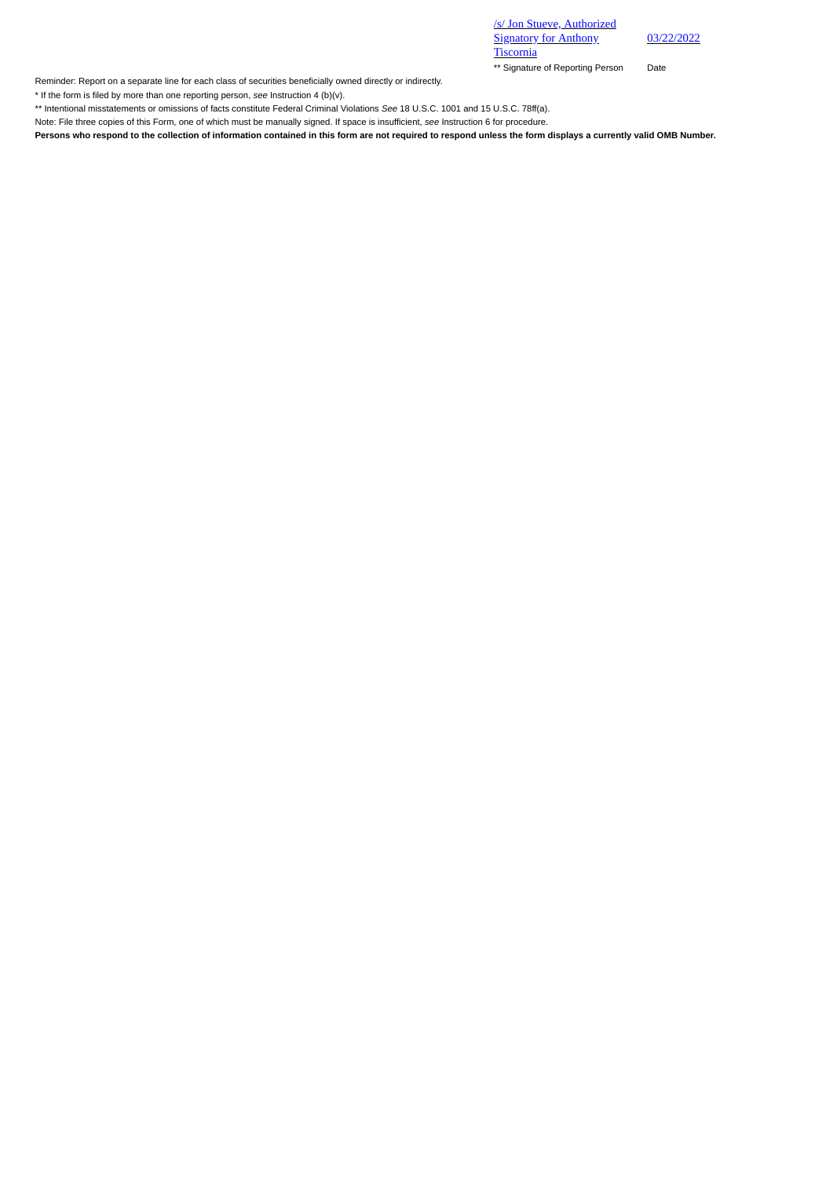| | |
|---|---|
| /s/ Jon Stueve, Authorized Signatory for Anthony Tiscornia | 03/22/2022 |
| ** Signature of Reporting Person | Date |

Reminder: Report on a separate line for each class of securities beneficially owned directly or indirectly.

* If the form is filed by more than one reporting person, *see* Instruction 4 (b)(v).

** Intentional misstatements or omissions of facts constitute Federal Criminal Violations *See* 18 U.S.C. 1001 and 15 U.S.C. 78ff(a).

Note: File three copies of this Form, one of which must be manually signed. If space is insufficient, *see* Instruction 6 for procedure.

**Persons who respond to the collection of information contained in this form are not required to respond unless the form displays a currently valid OMB Number.**